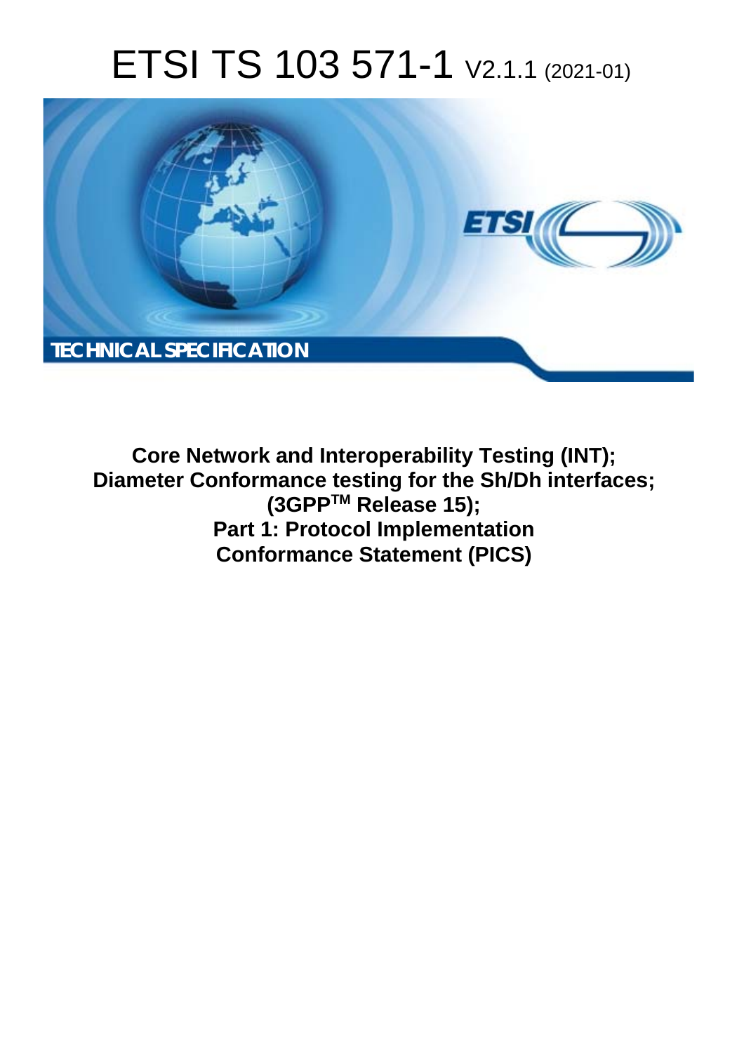# ETSI TS 103 571-1 V2.1.1 (2021-01)

**TECHNICAL SPECIFICATION**

**Core Network and Interoperability Testing (INT);**
**Diameter Conformance testing for the Sh/Dh interfaces;**
**(3GPP[TM] Release 15);**
**Part 1: Protocol Implementation**
**Conformance Statement (PICS)**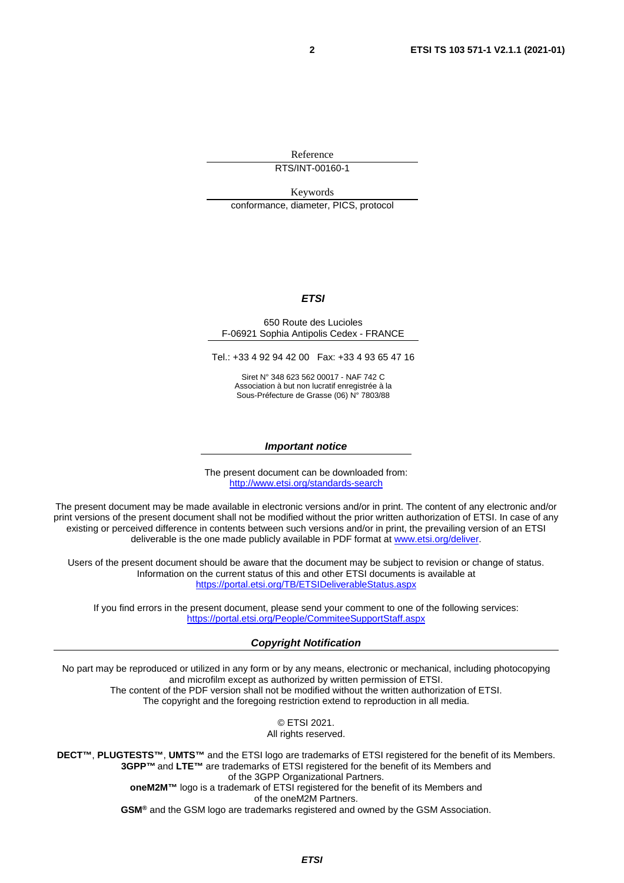Reference

RTS/INT-00160-1

Keywords

conformance, diameter, PICS, protocol

***ETSI***

650 Route des Lucioles
F-06921 Sophia Antipolis Cedex - FRANCE

Tel.: +33 4 92 94 42 00 Fax: +33 4 93 65 47 16

Siret N° 348 623 562 00017 - NAF 742 C
Association à but non lucratif enregistrée à la
Sous-Préfecture de Grasse (06) N° 7803/88

***Important notice***

The present document can be downloaded from:
http://www.etsi.org/standards-search

The present document may be made available in electronic versions and/or in print. The content of any electronic and/or print versions of the present document shall not be modified without the prior written authorization of ETSI. In case of any existing or perceived difference in contents between such versions and/or in print, the prevailing version of an ETSI deliverable is the one made publicly available in PDF format at www.etsi.org/deliver.

Users of the present document should be aware that the document may be subject to revision or change of status. Information on the current status of this and other ETSI documents is available at
https://portal.etsi.org/TB/ETSIDeliverableStatus.aspx

If you find errors in the present document, please send your comment to one of the following services:
https://portal.etsi.org/People/CommiteeSupportStaff.aspx

***Copyright Notification***

No part may be reproduced or utilized in any form or by any means, electronic or mechanical, including photocopying and microfilm except as authorized by written permission of ETSI.
The content of the PDF version shall not be modified without the written authorization of ETSI.
The copyright and the foregoing restriction extend to reproduction in all media.

© ETSI 2021.
All rights reserved.

**DECT™**, **PLUGTESTS™**, **UMTS™** and the ETSI logo are trademarks of ETSI registered for the benefit of its Members.
**3GPP™** and **LTE™** are trademarks of ETSI registered for the benefit of its Members and of the 3GPP Organizational Partners.
**oneM2M™** logo is a trademark of ETSI registered for the benefit of its Members and of the oneM2M Partners.
**GSM®** and the GSM logo are trademarks registered and owned by the GSM Association.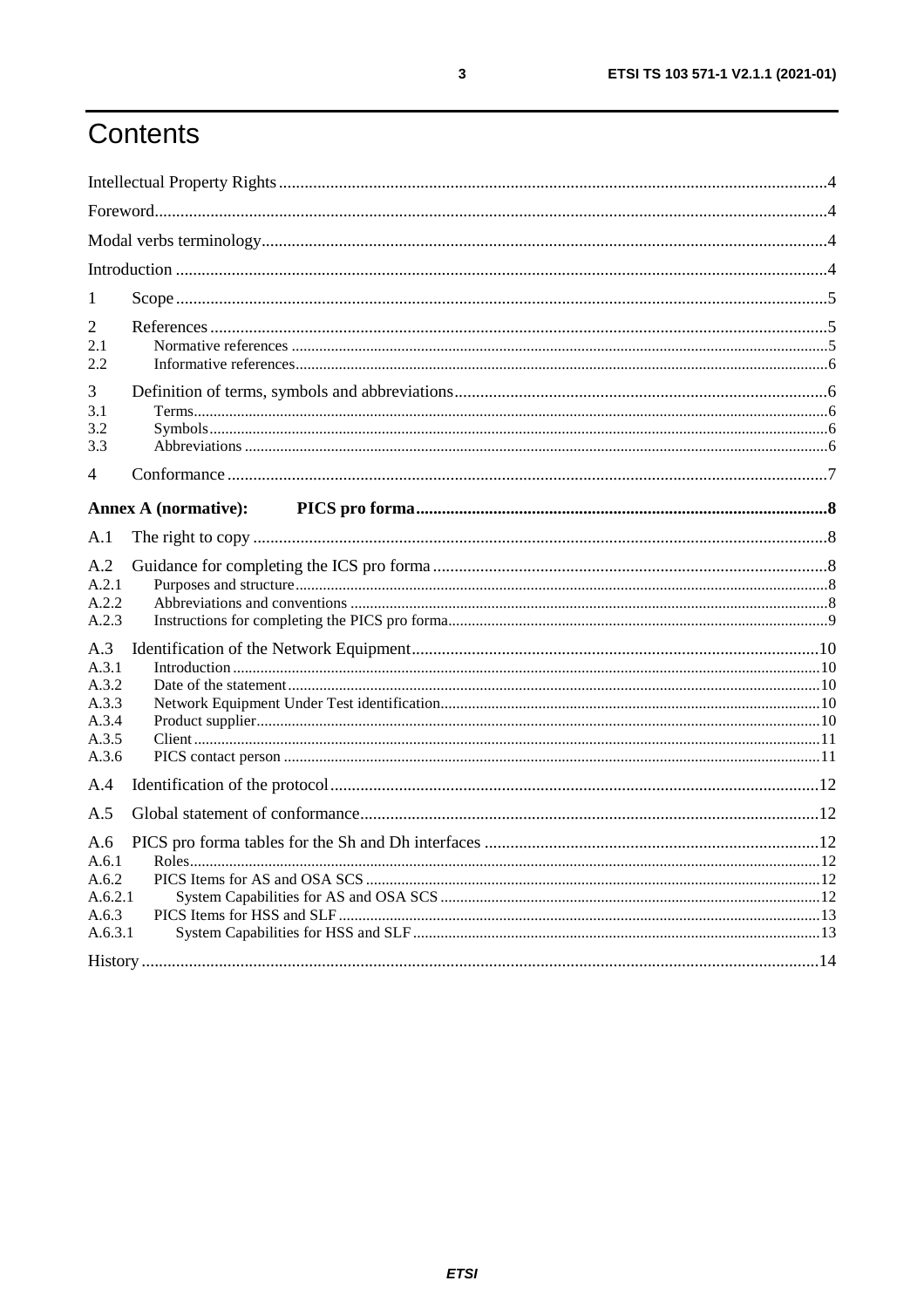# Contents

Intellectual Property Rights ....................................................................................................................4

Foreword....................................................................................................................................................4

Modal verbs terminology..........................................................................................................................4

Introduction ..............................................................................................................................................4

1 Scope ......................................................................................................................................................5

2 References ..............................................................................................................................................5

2.1 Normative references ..........................................................................................................................5

2.2 Informative references.........................................................................................................................6

3 Definition of terms, symbols and abbreviations.....................................................................................6

3.1 Terms...................................................................................................................................................6

3.2 Symbols...............................................................................................................................................6

3.3 Abbreviations ......................................................................................................................................6

4 Conformance ..........................................................................................................................................7

**Annex A (normative): PICS pro forma.....................................................................................................8**

A.1 The right to copy ..................................................................................................................................8

A.2 Guidance for completing the ICS pro forma ........................................................................................8

A.2.1 Purposes and structure.......................................................................................................................8

A.2.2 Abbreviations and conventions .........................................................................................................8

A.2.3 Instructions for completing the PICS pro forma................................................................................9

A.3 Identification of the Network Equipment............................................................................................10

A.3.1 Introduction .....................................................................................................................................10

A.3.2 Date of the statement.......................................................................................................................10

A.3.3 Network Equipment Under Test identification................................................................................10

A.3.4 Product supplier...............................................................................................................................10

A.3.5 Client...............................................................................................................................................11

A.3.6 PICS contact person ........................................................................................................................11

A.4 Identification of the protocol..............................................................................................................12

A.5 Global statement of conformance.......................................................................................................12

A.6 PICS pro forma tables for the Sh and Dh interfaces ..........................................................................12

A.6.1 Roles................................................................................................................................................12

A.6.2 PICS Items for AS and OSA SCS ...................................................................................................12

A.6.2.1 System Capabilities for AS and OSA SCS ...................................................................................12

A.6.3 PICS Items for HSS and SLF ..........................................................................................................13

A.6.3.1 System Capabilities for HSS and SLF .........................................................................................13

History ....................................................................................................................................................14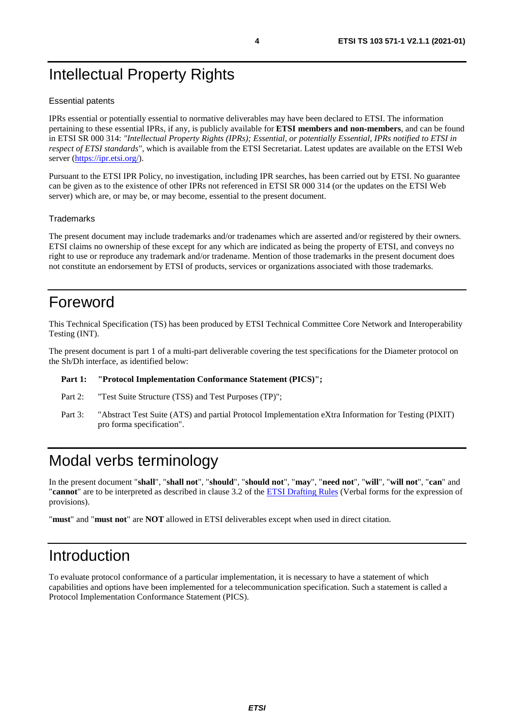# Intellectual Property Rights

### Essential patents

IPRs essential or potentially essential to normative deliverables may have been declared to ETSI. The information pertaining to these essential IPRs, if any, is publicly available for **ETSI members and non-members**, and can be found in ETSI SR 000 314: *"Intellectual Property Rights (IPRs); Essential, or potentially Essential, IPRs notified to ETSI in respect of ETSI standards"*, which is available from the ETSI Secretariat. Latest updates are available on the ETSI Web server (https://ipr.etsi.org/).

Pursuant to the ETSI IPR Policy, no investigation, including IPR searches, has been carried out by ETSI. No guarantee can be given as to the existence of other IPRs not referenced in ETSI SR 000 314 (or the updates on the ETSI Web server) which are, or may be, or may become, essential to the present document.

### Trademarks

The present document may include trademarks and/or tradenames which are asserted and/or registered by their owners. ETSI claims no ownership of these except for any which are indicated as being the property of ETSI, and conveys no right to use or reproduce any trademark and/or tradename. Mention of those trademarks in the present document does not constitute an endorsement by ETSI of products, services or organizations associated with those trademarks.

# Foreword

This Technical Specification (TS) has been produced by ETSI Technical Committee Core Network and Interoperability Testing (INT).

The present document is part 1 of a multi-part deliverable covering the test specifications for the Diameter protocol on the Sh/Dh interface, as identified below:

**Part 1: "Protocol Implementation Conformance Statement (PICS)";**

Part 2: "Test Suite Structure (TSS) and Test Purposes (TP)";

Part 3: "Abstract Test Suite (ATS) and partial Protocol Implementation eXtra Information for Testing (PIXIT) pro forma specification".

# Modal verbs terminology

In the present document "**shall**", "**shall not**", "**should**", "**should not**", "**may**", "**need not**", "**will**", "**will not**", "**can**" and "**cannot**" are to be interpreted as described in clause 3.2 of the ETSI Drafting Rules (Verbal forms for the expression of provisions).

"**must**" and "**must not**" are **NOT** allowed in ETSI deliverables except when used in direct citation.

# Introduction

To evaluate protocol conformance of a particular implementation, it is necessary to have a statement of which capabilities and options have been implemented for a telecommunication specification. Such a statement is called a Protocol Implementation Conformance Statement (PICS).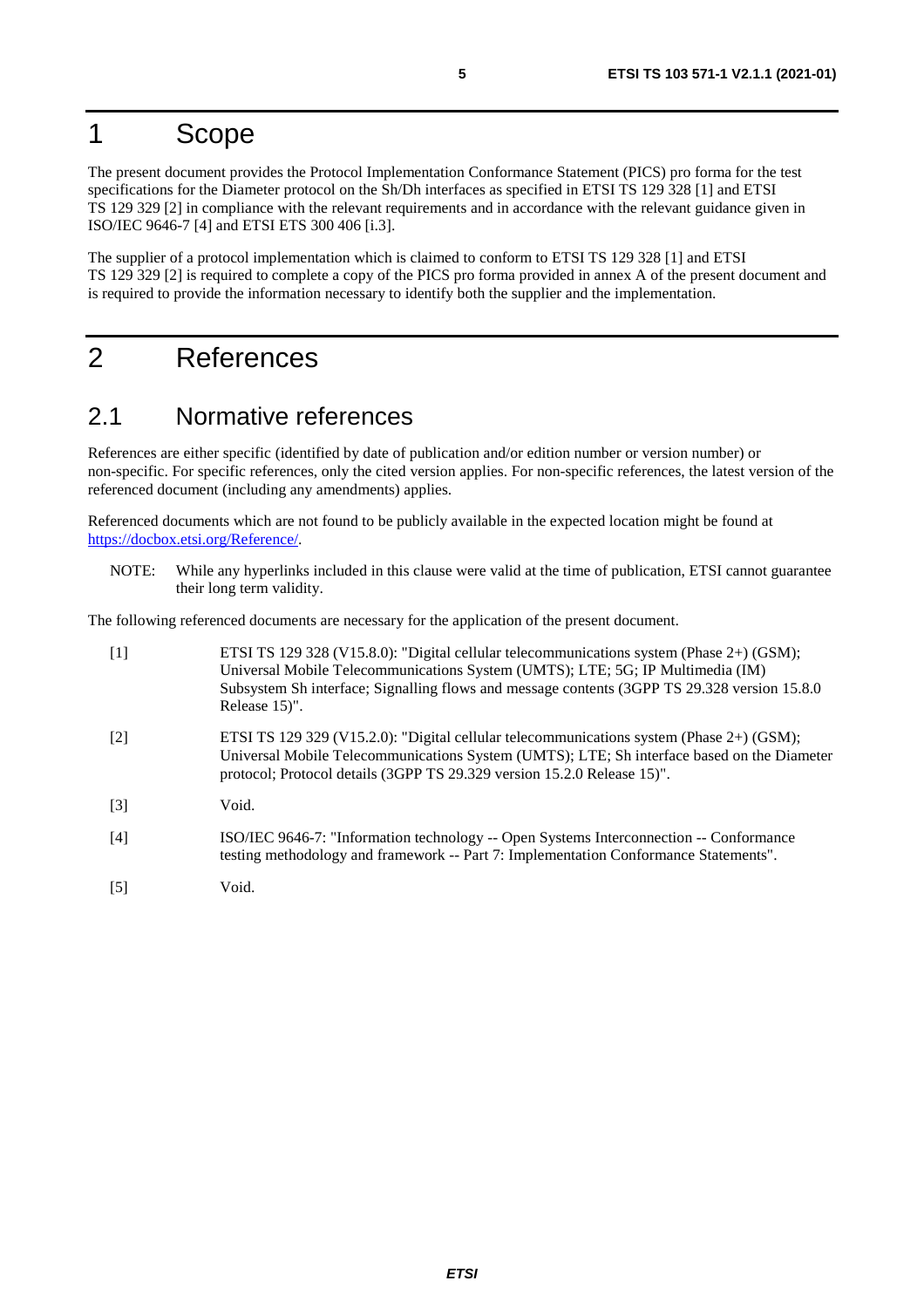# 1 Scope

The present document provides the Protocol Implementation Conformance Statement (PICS) pro forma for the test specifications for the Diameter protocol on the Sh/Dh interfaces as specified in ETSI TS 129 328 [1] and ETSI TS 129 329 [2] in compliance with the relevant requirements and in accordance with the relevant guidance given in ISO/IEC 9646-7 [4] and ETSI ETS 300 406 [i.3].

The supplier of a protocol implementation which is claimed to conform to ETSI TS 129 328 [1] and ETSI TS 129 329 [2] is required to complete a copy of the PICS pro forma provided in annex A of the present document and is required to provide the information necessary to identify both the supplier and the implementation.

# 2 References

## 2.1 Normative references

References are either specific (identified by date of publication and/or edition number or version number) or non-specific. For specific references, only the cited version applies. For non-specific references, the latest version of the referenced document (including any amendments) applies.

Referenced documents which are not found to be publicly available in the expected location might be found at https://docbox.etsi.org/Reference/.

NOTE: While any hyperlinks included in this clause were valid at the time of publication, ETSI cannot guarantee their long term validity.

The following referenced documents are necessary for the application of the present document.

[1] ETSI TS 129 328 (V15.8.0): "Digital cellular telecommunications system (Phase 2+) (GSM); Universal Mobile Telecommunications System (UMTS); LTE; 5G; IP Multimedia (IM) Subsystem Sh interface; Signalling flows and message contents (3GPP TS 29.328 version 15.8.0 Release 15)".

[2] ETSI TS 129 329 (V15.2.0): "Digital cellular telecommunications system (Phase 2+) (GSM); Universal Mobile Telecommunications System (UMTS); LTE; Sh interface based on the Diameter protocol; Protocol details (3GPP TS 29.329 version 15.2.0 Release 15)".

[3] Void.

[4] ISO/IEC 9646-7: "Information technology -- Open Systems Interconnection -- Conformance testing methodology and framework -- Part 7: Implementation Conformance Statements".

[5] Void.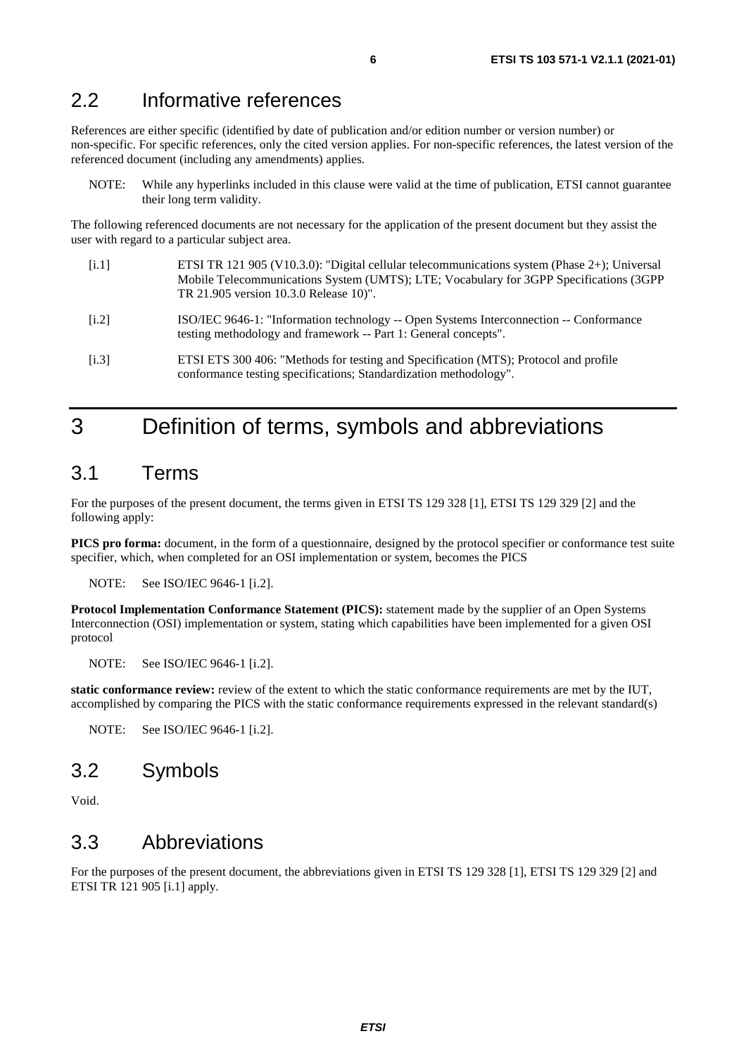## 2.2 Informative references

References are either specific (identified by date of publication and/or edition number or version number) or non-specific. For specific references, only the cited version applies. For non-specific references, the latest version of the referenced document (including any amendments) applies.

NOTE: While any hyperlinks included in this clause were valid at the time of publication, ETSI cannot guarantee their long term validity.

The following referenced documents are not necessary for the application of the present document but they assist the user with regard to a particular subject area.

[i.1] ETSI TR 121 905 (V10.3.0): "Digital cellular telecommunications system (Phase 2+); Universal Mobile Telecommunications System (UMTS); LTE; Vocabulary for 3GPP Specifications (3GPP TR 21.905 version 10.3.0 Release 10)".

[i.2] ISO/IEC 9646-1: "Information technology -- Open Systems Interconnection -- Conformance testing methodology and framework -- Part 1: General concepts".

[i.3] ETSI ETS 300 406: "Methods for testing and Specification (MTS); Protocol and profile conformance testing specifications; Standardization methodology".

# 3 Definition of terms, symbols and abbreviations

## 3.1 Terms

For the purposes of the present document, the terms given in ETSI TS 129 328 [1], ETSI TS 129 329 [2] and the following apply:

**PICS pro forma:** document, in the form of a questionnaire, designed by the protocol specifier or conformance test suite specifier, which, when completed for an OSI implementation or system, becomes the PICS

NOTE: See ISO/IEC 9646-1 [i.2].

**Protocol Implementation Conformance Statement (PICS):** statement made by the supplier of an Open Systems Interconnection (OSI) implementation or system, stating which capabilities have been implemented for a given OSI protocol

NOTE: See ISO/IEC 9646-1 [i.2].

**static conformance review:** review of the extent to which the static conformance requirements are met by the IUT, accomplished by comparing the PICS with the static conformance requirements expressed in the relevant standard(s)

NOTE: See ISO/IEC 9646-1 [i.2].

## 3.2 Symbols

Void.

## 3.3 Abbreviations

For the purposes of the present document, the abbreviations given in ETSI TS 129 328 [1], ETSI TS 129 329 [2] and ETSI TR 121 905 [i.1] apply.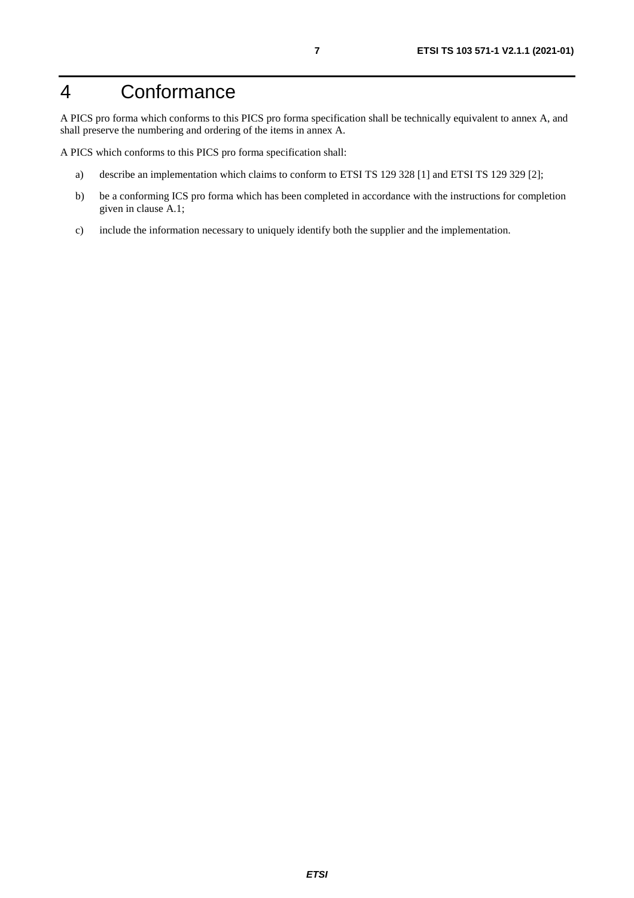# 4 Conformance

A PICS pro forma which conforms to this PICS pro forma specification shall be technically equivalent to annex A, and shall preserve the numbering and ordering of the items in annex A.

A PICS which conforms to this PICS pro forma specification shall:

a) describe an implementation which claims to conform to ETSI TS 129 328 [1] and ETSI TS 129 329 [2];

b) be a conforming ICS pro forma which has been completed in accordance with the instructions for completion given in clause A.1;

c) include the information necessary to uniquely identify both the supplier and the implementation.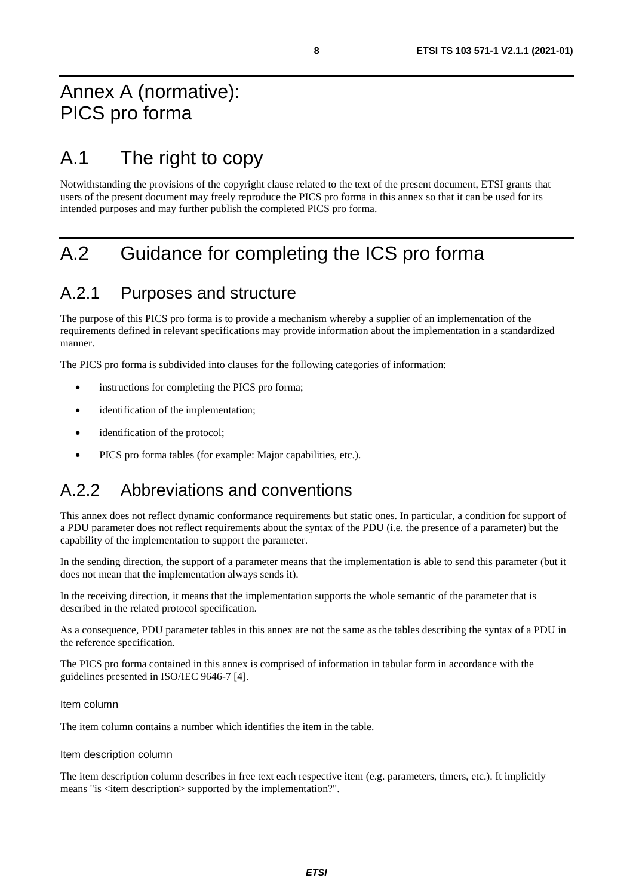# Annex A (normative): PICS pro forma

# A.1 The right to copy

Notwithstanding the provisions of the copyright clause related to the text of the present document, ETSI grants that users of the present document may freely reproduce the PICS pro forma in this annex so that it can be used for its intended purposes and may further publish the completed PICS pro forma.

# A.2 Guidance for completing the ICS pro forma

## A.2.1 Purposes and structure

The purpose of this PICS pro forma is to provide a mechanism whereby a supplier of an implementation of the requirements defined in relevant specifications may provide information about the implementation in a standardized manner.

The PICS pro forma is subdivided into clauses for the following categories of information:

- instructions for completing the PICS pro forma;
- identification of the implementation;
- identification of the protocol;
- PICS pro forma tables (for example: Major capabilities, etc.).

## A.2.2 Abbreviations and conventions

This annex does not reflect dynamic conformance requirements but static ones. In particular, a condition for support of a PDU parameter does not reflect requirements about the syntax of the PDU (i.e. the presence of a parameter) but the capability of the implementation to support the parameter.

In the sending direction, the support of a parameter means that the implementation is able to send this parameter (but it does not mean that the implementation always sends it).

In the receiving direction, it means that the implementation supports the whole semantic of the parameter that is described in the related protocol specification.

As a consequence, PDU parameter tables in this annex are not the same as the tables describing the syntax of a PDU in the reference specification.

The PICS pro forma contained in this annex is comprised of information in tabular form in accordance with the guidelines presented in ISO/IEC 9646-7 [4].

Item column

The item column contains a number which identifies the item in the table.

Item description column

The item description column describes in free text each respective item (e.g. parameters, timers, etc.). It implicitly means "is <item description> supported by the implementation?".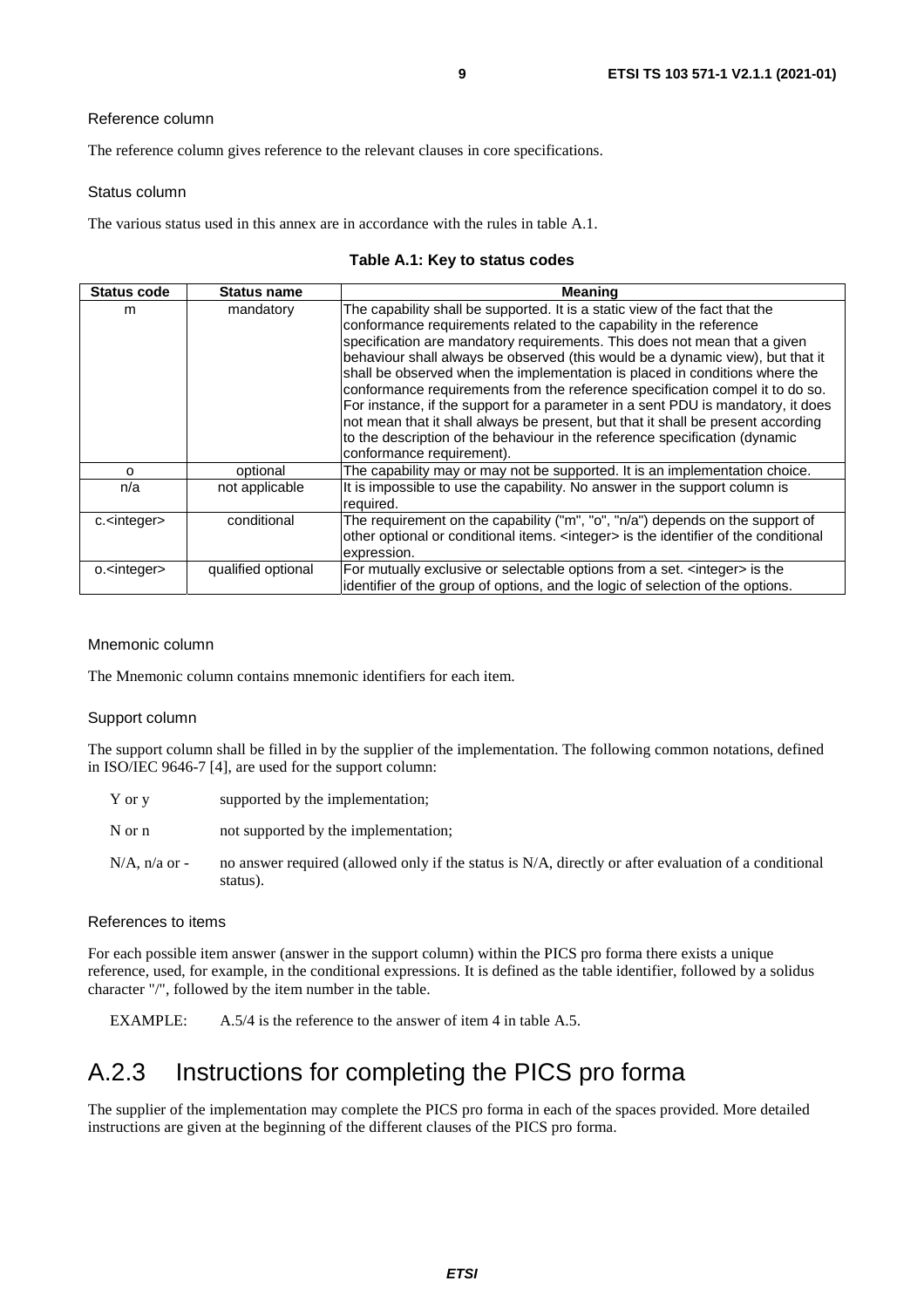Reference column

The reference column gives reference to the relevant clauses in core specifications.

Status column

The various status used in this annex are in accordance with the rules in table A.1.

**Table A.1: Key to status codes**

| Status code | Status name | Meaning |
|---|---|---|
| m | mandatory | The capability shall be supported. It is a static view of the fact that the conformance requirements related to the capability in the reference specification are mandatory requirements. This does not mean that a given behaviour shall always be observed (this would be a dynamic view), but that it shall be observed when the implementation is placed in conditions where the conformance requirements from the reference specification compel it to do so. For instance, if the support for a parameter in a sent PDU is mandatory, it does not mean that it shall always be present, but that it shall be present according to the description of the behaviour in the reference specification (dynamic conformance requirement). |
| o | optional | The capability may or may not be supported. It is an implementation choice. |
| n/a | not applicable | It is impossible to use the capability. No answer in the support column is required. |
| c.<integer> | conditional | The requirement on the capability ("m", "o", "n/a") depends on the support of other optional or conditional items. <integer> is the identifier of the conditional expression. |
| o.<integer> | qualified optional | For mutually exclusive or selectable options from a set. <integer> is the identifier of the group of options, and the logic of selection of the options. |

Mnemonic column

The Mnemonic column contains mnemonic identifiers for each item.

Support column

The support column shall be filled in by the supplier of the implementation. The following common notations, defined in ISO/IEC 9646-7 [4], are used for the support column:

- Y or y — supported by the implementation;
- N or n — not supported by the implementation;
- N/A, n/a or - — no answer required (allowed only if the status is N/A, directly or after evaluation of a conditional status).

References to items

For each possible item answer (answer in the support column) within the PICS pro forma there exists a unique reference, used, for example, in the conditional expressions. It is defined as the table identifier, followed by a solidus character "/", followed by the item number in the table.

EXAMPLE: A.5/4 is the reference to the answer of item 4 in table A.5.

## A.2.3 Instructions for completing the PICS pro forma

The supplier of the implementation may complete the PICS pro forma in each of the spaces provided. More detailed instructions are given at the beginning of the different clauses of the PICS pro forma.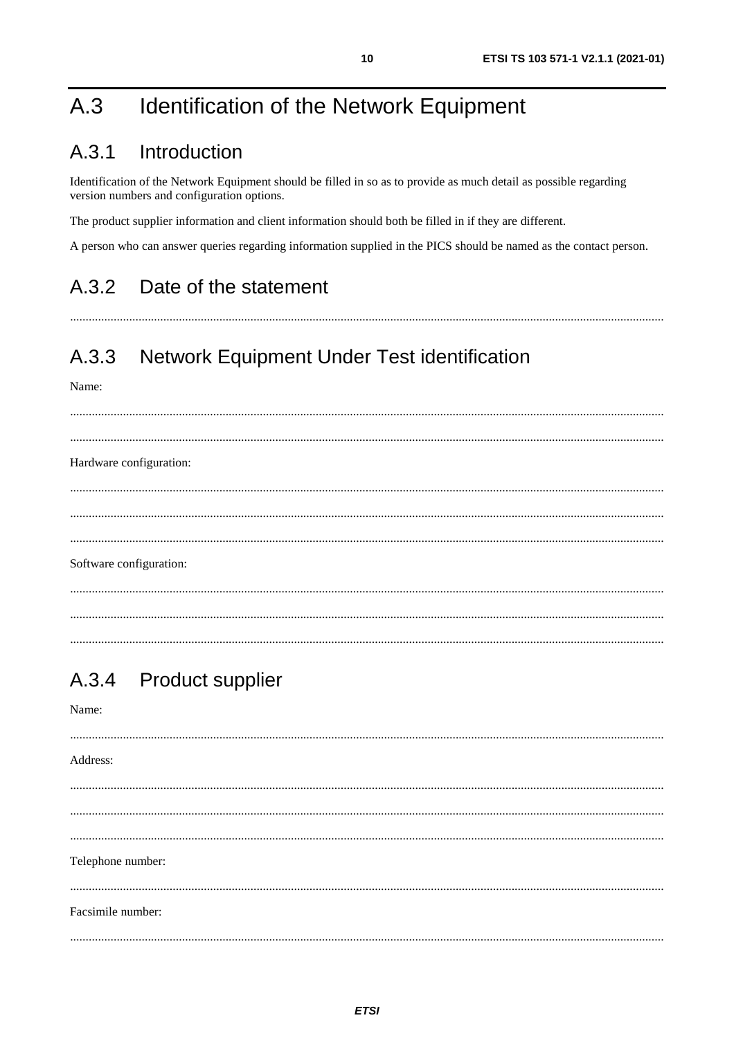# A.3 Identification of the Network Equipment

## A.3.1 Introduction

Identification of the Network Equipment should be filled in so as to provide as much detail as possible regarding version numbers and configuration options.

The product supplier information and client information should both be filled in if they are different.

A person who can answer queries regarding information supplied in the PICS should be named as the contact person.

## A.3.2 Date of the statement

.........................................................................................................................................................................................

## A.3.3 Network Equipment Under Test identification

Name:

.........................................................................................................................................................................................

.........................................................................................................................................................................................

Hardware configuration:

.........................................................................................................................................................................................

.........................................................................................................................................................................................

.........................................................................................................................................................................................

Software configuration:

.........................................................................................................................................................................................

.........................................................................................................................................................................................

.........................................................................................................................................................................................

## A.3.4 Product supplier

Name:

.........................................................................................................................................................................................

Address:

.........................................................................................................................................................................................

.........................................................................................................................................................................................

.........................................................................................................................................................................................

Telephone number:

.........................................................................................................................................................................................

Facsimile number:

.........................................................................................................................................................................................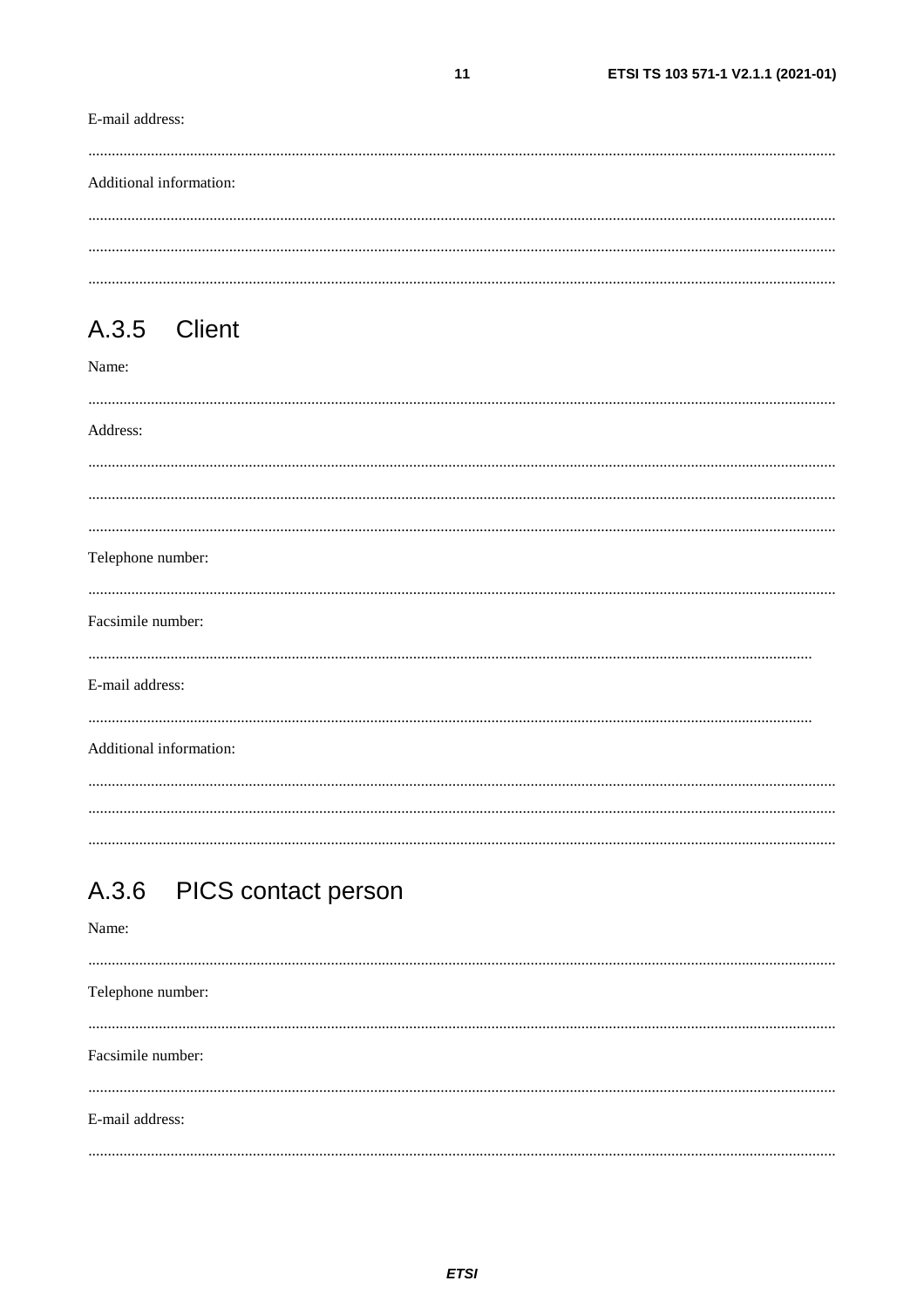E-mail address:

.....................................................................................................................................................................................

Additional information:

.....................................................................................................................................................................................

.....................................................................................................................................................................................

.....................................................................................................................................................................................

## A.3.5 Client

Name:

.....................................................................................................................................................................................

Address:

.....................................................................................................................................................................................

.....................................................................................................................................................................................

.....................................................................................................................................................................................

Telephone number:

.....................................................................................................................................................................................

Facsimile number:

.................................................................................................................................................................................

E-mail address:

.................................................................................................................................................................................

Additional information:

.....................................................................................................................................................................................

.....................................................................................................................................................................................

.....................................................................................................................................................................................

## A.3.6 PICS contact person

Name:

.....................................................................................................................................................................................

Telephone number:

.....................................................................................................................................................................................

Facsimile number:

.....................................................................................................................................................................................

E-mail address:

.....................................................................................................................................................................................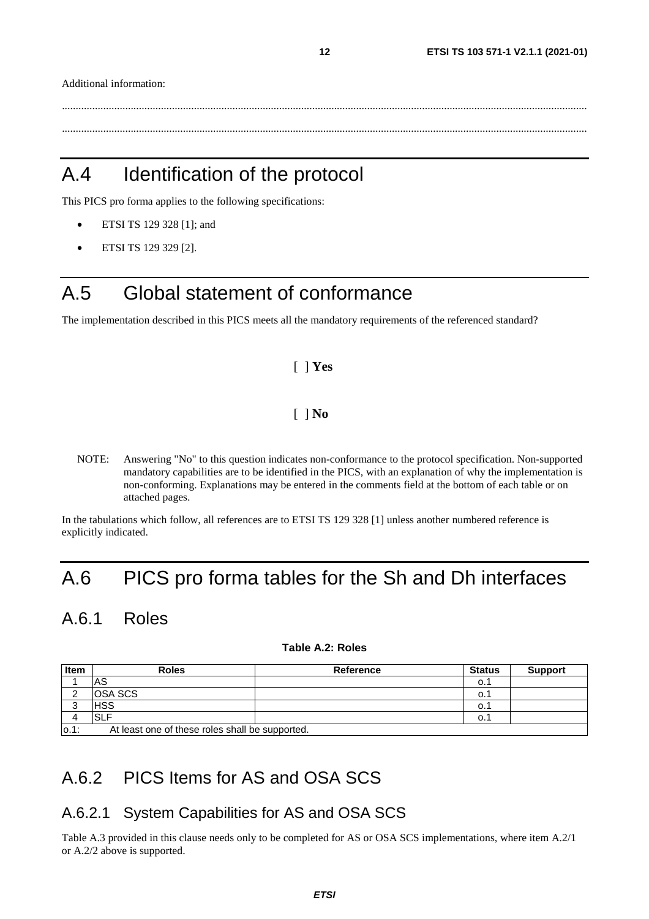Additional information:

..............................................................................................................................................................................................

..............................................................................................................................................................................................

# A.4 Identification of the protocol

This PICS pro forma applies to the following specifications:

- ETSI TS 129 328 [1]; and
- ETSI TS 129 329 [2].

# A.5 Global statement of conformance

The implementation described in this PICS meets all the mandatory requirements of the referenced standard?

[ ] **Yes**

[ ] **No**

NOTE: Answering "No" to this question indicates non-conformance to the protocol specification. Non-supported mandatory capabilities are to be identified in the PICS, with an explanation of why the implementation is non-conforming. Explanations may be entered in the comments field at the bottom of each table or on attached pages.

In the tabulations which follow, all references are to ETSI TS 129 328 [1] unless another numbered reference is explicitly indicated.

# A.6 PICS pro forma tables for the Sh and Dh interfaces

## A.6.1 Roles

**Table A.2: Roles**

| Item | Roles | Reference | Status | Support |
|---|---|---|---|---|
| 1 | AS | | o.1 | |
| 2 | OSA SCS | | o.1 | |
| 3 | HSS | | o.1 | |
| 4 | SLF | | o.1 | |
| o.1: | At least one of these roles shall be supported. | | | |

## A.6.2 PICS Items for AS and OSA SCS

### A.6.2.1 System Capabilities for AS and OSA SCS

Table A.3 provided in this clause needs only to be completed for AS or OSA SCS implementations, where item A.2/1 or A.2/2 above is supported.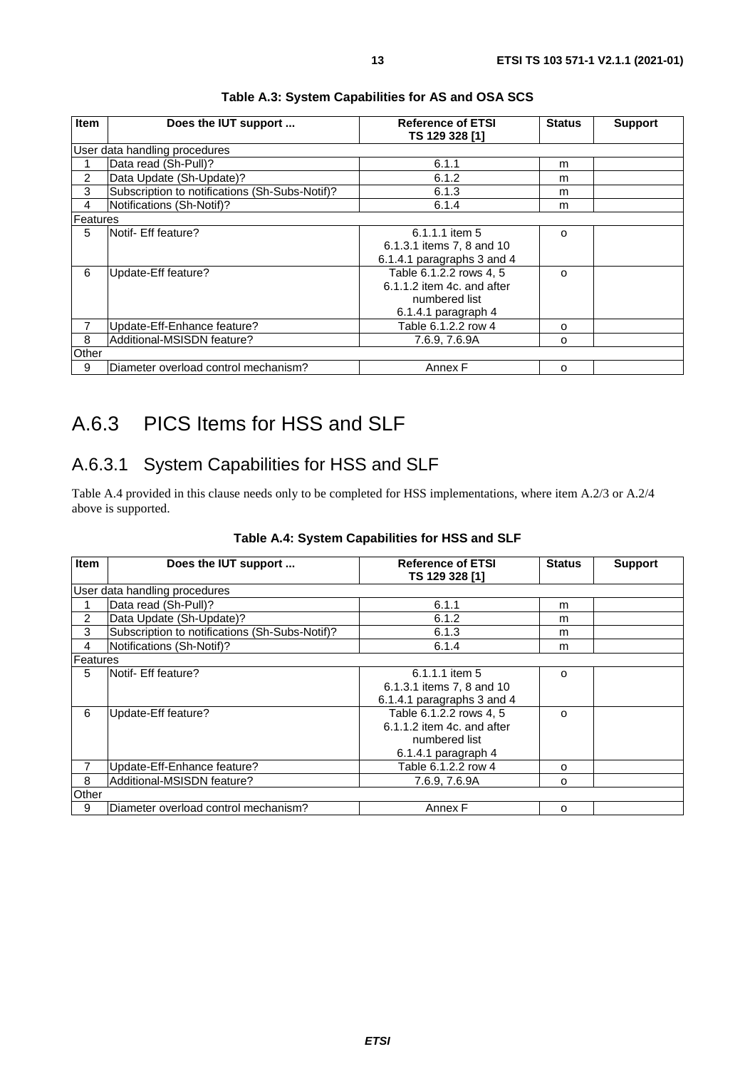**Table A.3: System Capabilities for AS and OSA SCS**

| Item | Does the IUT support ... | Reference of ETSI TS 129 328 [1] | Status | Support |
|---|---|---|---|---|
| User data handling procedures | | | | |
| 1 | Data read (Sh-Pull)? | 6.1.1 | m | |
| 2 | Data Update (Sh-Update)? | 6.1.2 | m | |
| 3 | Subscription to notifications (Sh-Subs-Notif)? | 6.1.3 | m | |
| 4 | Notifications (Sh-Notif)? | 6.1.4 | m | |
| Features | | | | |
| 5 | Notif- Eff feature? | 6.1.1.1 item 5<br>6.1.3.1 items 7, 8 and 10<br>6.1.4.1 paragraphs 3 and 4 | o | |
| 6 | Update-Eff feature? | Table 6.1.2.2 rows 4, 5<br>6.1.1.2 item 4c. and after numbered list<br>6.1.4.1 paragraph 4 | o | |
| 7 | Update-Eff-Enhance feature? | Table 6.1.2.2 row 4 | o | |
| 8 | Additional-MSISDN feature? | 7.6.9, 7.6.9A | o | |
| Other | | | | |
| 9 | Diameter overload control mechanism? | Annex F | o | |

## A.6.3 PICS Items for HSS and SLF

### A.6.3.1 System Capabilities for HSS and SLF

Table A.4 provided in this clause needs only to be completed for HSS implementations, where item A.2/3 or A.2/4 above is supported.

**Table A.4: System Capabilities for HSS and SLF**

| Item | Does the IUT support ... | Reference of ETSI TS 129 328 [1] | Status | Support |
|---|---|---|---|---|
| User data handling procedures | | | | |
| 1 | Data read (Sh-Pull)? | 6.1.1 | m | |
| 2 | Data Update (Sh-Update)? | 6.1.2 | m | |
| 3 | Subscription to notifications (Sh-Subs-Notif)? | 6.1.3 | m | |
| 4 | Notifications (Sh-Notif)? | 6.1.4 | m | |
| Features | | | | |
| 5 | Notif- Eff feature? | 6.1.1.1 item 5<br>6.1.3.1 items 7, 8 and 10<br>6.1.4.1 paragraphs 3 and 4 | o | |
| 6 | Update-Eff feature? | Table 6.1.2.2 rows 4, 5<br>6.1.1.2 item 4c. and after numbered list<br>6.1.4.1 paragraph 4 | o | |
| 7 | Update-Eff-Enhance feature? | Table 6.1.2.2 row 4 | o | |
| 8 | Additional-MSISDN feature? | 7.6.9, 7.6.9A | o | |
| Other | | | | |
| 9 | Diameter overload control mechanism? | Annex F | o | |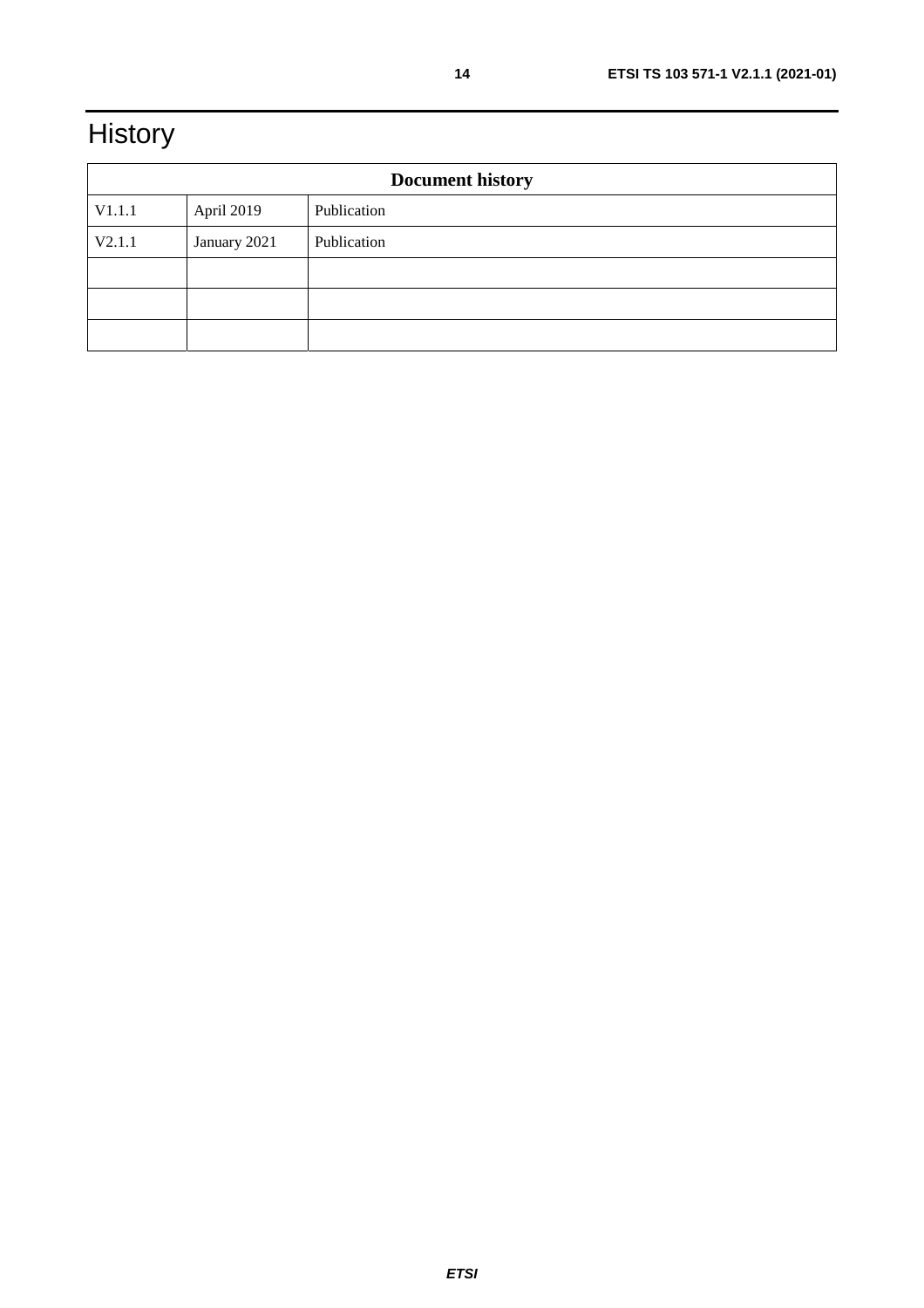# History

| Document history | | |
|---|---|---|
| V1.1.1 | April 2019 | Publication |
| V2.1.1 | January 2021 | Publication |
| | | |
| | | |
| | | |